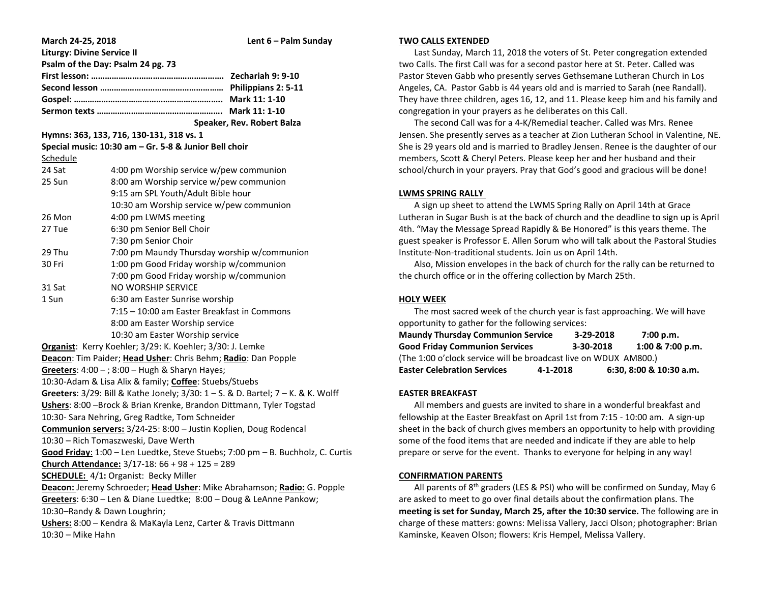**March 24-25, 2018** **Lent 6 – Palm Sunday**

**Liturgy: Divine Service II**

**Psalm of the Day: Psalm 24 pg. 73**

**First lesson: ………………………………………………… Zechariah 9: 9-10**

**Second lesson ……………………………………………… Philippians 2: 5-11**

**Gospel: ……………………………………………………….. Mark 11: 1-10**

**Sermon texts ……………………………………………… Mark 11: 1-10**

**Speaker, Rev. Robert Balza**

**Hymns: 363, 133, 716, 130-131, 318 vs. 1**

**Special music: 10:30 am – Gr. 5-8 & Junior Bell choir**

Schedule

| | |
|---|---|
| 24 Sat | 4:00 pm Worship service w/pew communion |
| 25 Sun | 8:00 am Worship service w/pew communion |
| | 9:15 am SPL Youth/Adult Bible hour |
| | 10:30 am Worship service w/pew communion |
| 26 Mon | 4:00 pm LWMS meeting |
| 27 Tue | 6:30 pm Senior Bell Choir |
| | 7:30 pm Senior Choir |
| 29 Thu | 7:00 pm Maundy Thursday worship w/communion |
| 30 Fri | 1:00 pm Good Friday worship w/communion |
| | 7:00 pm Good Friday worship w/communion |
| 31 Sat | NO WORSHIP SERVICE |
| 1 Sun | 6:30 am Easter Sunrise worship |
| | 7:15 – 10:00 am Easter Breakfast in Commons |
| | 8:00 am Easter Worship service |
| | 10:30 am Easter Worship service |

**Organist**: Kerry Koehler; 3/29: K. Koehler; 3/30: J. Lemke

**Deacon**: Tim Paider; **Head Usher**: Chris Behm; **Radio**: Dan Popple

**Greeters**: 4:00 – ; 8:00 – Hugh & Sharyn Hayes;

10:30-Adam & Lisa Alix & family; **Coffee**: Stuebs/Stuebs

**Greeters**: 3/29: Bill & Kathe Jonely; 3/30: 1 – S. & D. Bartel; 7 – K. & K. Wolff

**Ushers**: 8:00 –Brock & Brian Krenke, Brandon Dittmann, Tyler Togstad

10:30- Sara Nehring, Greg Radtke, Tom Schneider

**Communion servers:** 3/24-25: 8:00 – Justin Koplien, Doug Rodencal

10:30 – Rich Tomaszweski, Dave Werth

**Good Friday**: 1:00 – Len Luedtke, Steve Stuebs; 7:00 pm – B. Buchholz, C. Curtis

**Church Attendance:** 3/17-18: 66 + 98 + 125 = 289

**SCHEDULE:** 4/1**:** Organist: Becky Miller

**Deacon:** Jeremy Schroeder; **Head Usher**: Mike Abrahamson; **Radio:** G. Popple

**Greeters**: 6:30 – Len & Diane Luedtke; 8:00 – Doug & LeAnne Pankow;

10:30–Randy & Dawn Loughrin;

**Ushers:** 8:00 – Kendra & MaKayla Lenz, Carter & Travis Dittmann

10:30 – Mike Hahn

## TWO CALLS EXTENDED

Last Sunday, March 11, 2018 the voters of St. Peter congregation extended two Calls. The first Call was for a second pastor here at St. Peter. Called was Pastor Steven Gabb who presently serves Gethsemane Lutheran Church in Los Angeles, CA. Pastor Gabb is 44 years old and is married to Sarah (nee Randall). They have three children, ages 16, 12, and 11. Please keep him and his family and congregation in your prayers as he deliberates on this Call.

The second Call was for a 4-K/Remedial teacher. Called was Mrs. Renee Jensen. She presently serves as a teacher at Zion Lutheran School in Valentine, NE. She is 29 years old and is married to Bradley Jensen. Renee is the daughter of our members, Scott & Cheryl Peters. Please keep her and her husband and their school/church in your prayers. Pray that God's good and gracious will be done!

## LWMS SPRING RALLY

A sign up sheet to attend the LWMS Spring Rally on April 14th at Grace Lutheran in Sugar Bush is at the back of church and the deadline to sign up is April 4th. "May the Message Spread Rapidly & Be Honored" is this years theme. The guest speaker is Professor E. Allen Sorum who will talk about the Pastoral Studies Institute-Non-traditional students. Join us on April 14th.

Also, Mission envelopes in the back of church for the rally can be returned to the church office or in the offering collection by March 25th.

## HOLY WEEK

The most sacred week of the church year is fast approaching. We will have opportunity to gather for the following services:

| | | |
|---|---|---|
| **Maundy Thursday Communion Service** | **3-29-2018** | **7:00 p.m.** |
| **Good Friday Communion Services** | **3-30-2018** | **1:00 & 7:00 p.m.** |

(The 1:00 o'clock service will be broadcast live on WDUX AM800.)

| | | |
|---|---|---|
| **Easter Celebration Services** | **4-1-2018** | **6:30, 8:00 & 10:30 a.m.** |

## EASTER BREAKFAST

All members and guests are invited to share in a wonderful breakfast and fellowship at the Easter Breakfast on April 1st from 7:15 - 10:00 am. A sign-up sheet in the back of church gives members an opportunity to help with providing some of the food items that are needed and indicate if they are able to help prepare or serve for the event. Thanks to everyone for helping in any way!

## CONFIRMATION PARENTS

All parents of 8th graders (LES & PSI) who will be confirmed on Sunday, May 6 are asked to meet to go over final details about the confirmation plans. The **meeting is set for Sunday, March 25, after the 10:30 service.** The following are in charge of these matters: gowns: Melissa Vallery, Jacci Olson; photographer: Brian Kaminske, Keaven Olson; flowers: Kris Hempel, Melissa Vallery.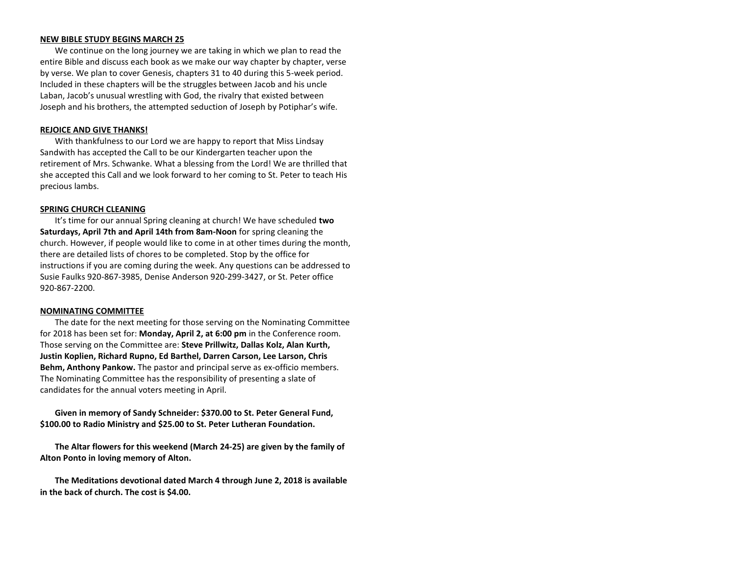**NEW BIBLE STUDY BEGINS MARCH 25**

We continue on the long journey we are taking in which we plan to read the entire Bible and discuss each book as we make our way chapter by chapter, verse by verse. We plan to cover Genesis, chapters 31 to 40 during this 5-week period. Included in these chapters will be the struggles between Jacob and his uncle Laban, Jacob's unusual wrestling with God, the rivalry that existed between Joseph and his brothers, the attempted seduction of Joseph by Potiphar's wife.

**REJOICE AND GIVE THANKS!**

With thankfulness to our Lord we are happy to report that Miss Lindsay Sandwith has accepted the Call to be our Kindergarten teacher upon the retirement of Mrs. Schwanke. What a blessing from the Lord! We are thrilled that she accepted this Call and we look forward to her coming to St. Peter to teach His precious lambs.

**SPRING CHURCH CLEANING**

It's time for our annual Spring cleaning at church! We have scheduled **two Saturdays, April 7th and April 14th from 8am-Noon** for spring cleaning the church. However, if people would like to come in at other times during the month, there are detailed lists of chores to be completed. Stop by the office for instructions if you are coming during the week. Any questions can be addressed to Susie Faulks 920-867-3985, Denise Anderson 920-299-3427, or St. Peter office 920-867-2200.

**NOMINATING COMMITTEE**

The date for the next meeting for those serving on the Nominating Committee for 2018 has been set for: **Monday, April 2, at 6:00 pm** in the Conference room. Those serving on the Committee are: **Steve Prillwitz, Dallas Kolz, Alan Kurth, Justin Koplien, Richard Rupno, Ed Barthel, Darren Carson, Lee Larson, Chris Behm, Anthony Pankow.** The pastor and principal serve as ex-officio members. The Nominating Committee has the responsibility of presenting a slate of candidates for the annual voters meeting in April.

**Given in memory of Sandy Schneider: $370.00 to St. Peter General Fund, $100.00 to Radio Ministry and $25.00 to St. Peter Lutheran Foundation.**

**The Altar flowers for this weekend (March 24-25) are given by the family of Alton Ponto in loving memory of Alton.**

**The Meditations devotional dated March 4 through June 2, 2018 is available in the back of church. The cost is $4.00.**